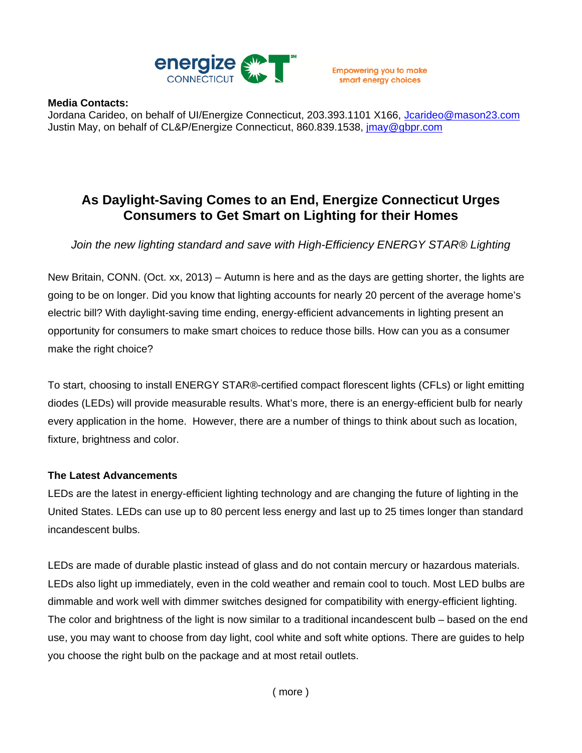energize CONNECTICUT CT℠

Empowering you to make smart energy choices

**Media Contacts:**
Jordana Carideo, on behalf of UI/Energize Connecticut, 203.393.1101 X166, Jcarideo@mason23.com
Justin May, on behalf of CL&P/Energize Connecticut, 860.839.1538, jmay@gbpr.com

# As Daylight-Saving Comes to an End, Energize Connecticut Urges Consumers to Get Smart on Lighting for their Homes

*Join the new lighting standard and save with High-Efficiency ENERGY STAR® Lighting*

New Britain, CONN. (Oct. xx, 2013) – Autumn is here and as the days are getting shorter, the lights are going to be on longer. Did you know that lighting accounts for nearly 20 percent of the average home's electric bill? With daylight-saving time ending, energy-efficient advancements in lighting present an opportunity for consumers to make smart choices to reduce those bills. How can you as a consumer make the right choice?

To start, choosing to install ENERGY STAR®-certified compact florescent lights (CFLs) or light emitting diodes (LEDs) will provide measurable results. What's more, there is an energy-efficient bulb for nearly every application in the home. However, there are a number of things to think about such as location, fixture, brightness and color.

**The Latest Advancements**
LEDs are the latest in energy-efficient lighting technology and are changing the future of lighting in the United States. LEDs can use up to 80 percent less energy and last up to 25 times longer than standard incandescent bulbs.

LEDs are made of durable plastic instead of glass and do not contain mercury or hazardous materials. LEDs also light up immediately, even in the cold weather and remain cool to touch. Most LED bulbs are dimmable and work well with dimmer switches designed for compatibility with energy-efficient lighting. The color and brightness of the light is now similar to a traditional incandescent bulb – based on the end use, you may want to choose from day light, cool white and soft white options. There are guides to help you choose the right bulb on the package and at most retail outlets.

( more )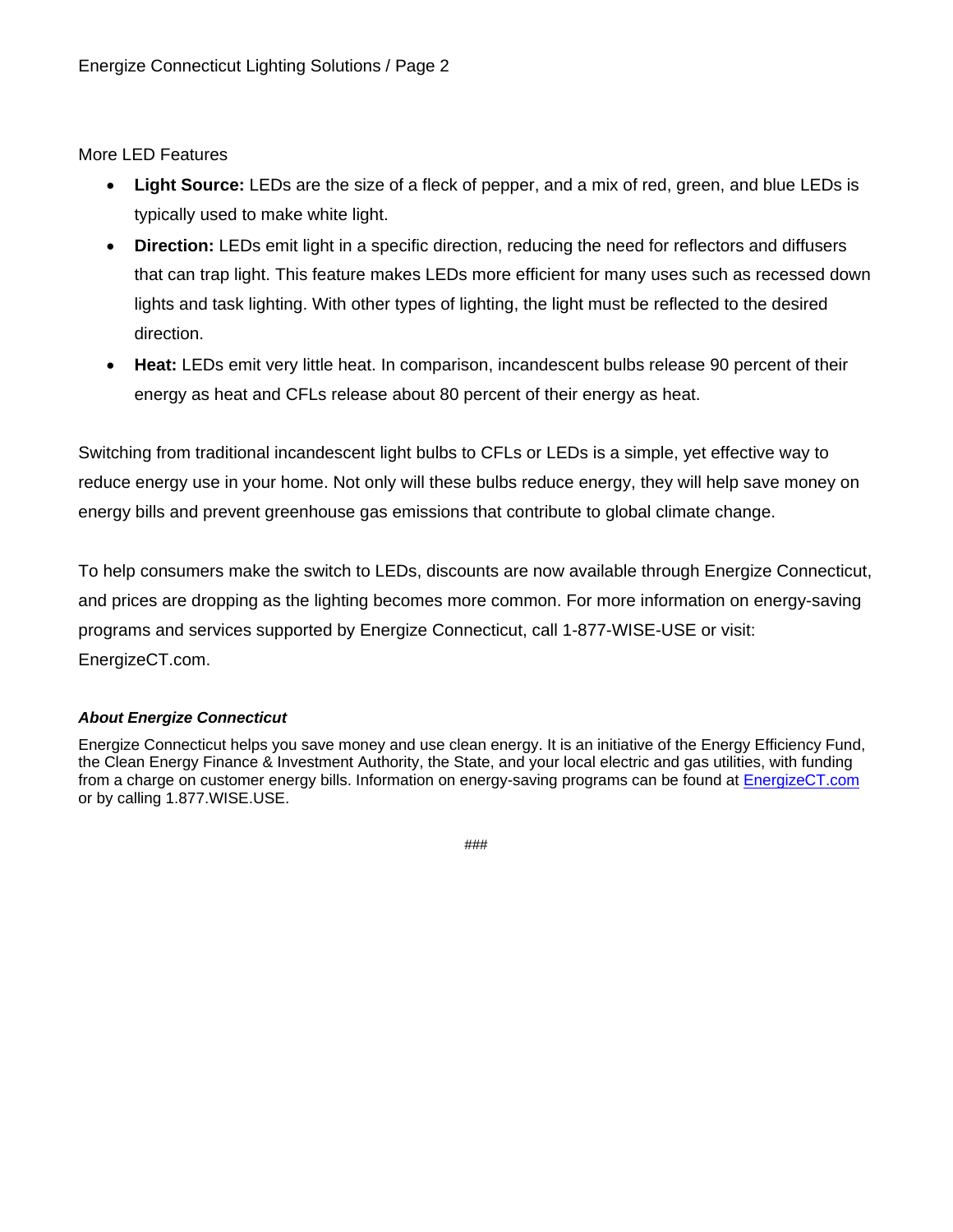More LED Features

- **Light Source:** LEDs are the size of a fleck of pepper, and a mix of red, green, and blue LEDs is typically used to make white light.
- **Direction:** LEDs emit light in a specific direction, reducing the need for reflectors and diffusers that can trap light. This feature makes LEDs more efficient for many uses such as recessed down lights and task lighting. With other types of lighting, the light must be reflected to the desired direction.
- **Heat:** LEDs emit very little heat. In comparison, incandescent bulbs release 90 percent of their energy as heat and CFLs release about 80 percent of their energy as heat.

Switching from traditional incandescent light bulbs to CFLs or LEDs is a simple, yet effective way to reduce energy use in your home. Not only will these bulbs reduce energy, they will help save money on energy bills and prevent greenhouse gas emissions that contribute to global climate change.

To help consumers make the switch to LEDs, discounts are now available through Energize Connecticut, and prices are dropping as the lighting becomes more common. For more information on energy-saving programs and services supported by Energize Connecticut, call 1-877-WISE-USE or visit: EnergizeCT.com.

***About Energize Connecticut***

Energize Connecticut helps you save money and use clean energy. It is an initiative of the Energy Efficiency Fund, the Clean Energy Finance & Investment Authority, the State, and your local electric and gas utilities, with funding from a charge on customer energy bills. Information on energy-saving programs can be found at EnergizeCT.com or by calling 1.877.WISE.USE.

###